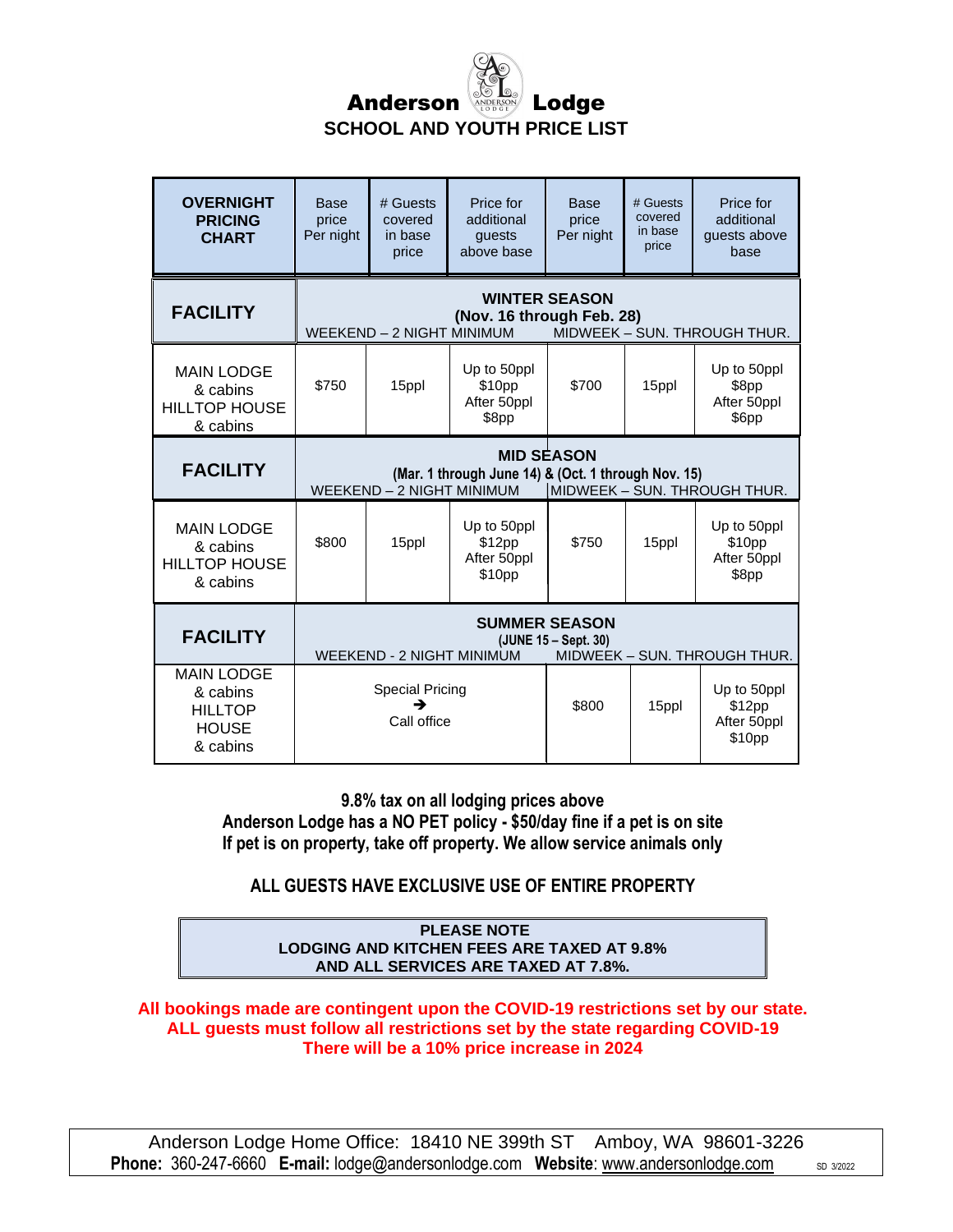# Anderson Lodge

## SCHOOL AND YOUTH PRICE LIST

| OVERNIGHT PRICING CHART | Base price Per night | # Guests covered in base price | Price for additional guests above base | Base price Per night | # Guests covered in base price | Price for additional guests above base |
|---|---|---|---|---|---|---|
| **FACILITY** | **WINTER SEASON (Nov. 16 through Feb. 28)** WEEKEND – 2 NIGHT MINIMUM | | | MIDWEEK – SUN. THROUGH THUR. | | |
| MAIN LODGE & cabins HILLTOP HOUSE & cabins | $750 | 15ppl | Up to 50ppl $10pp After 50ppl $8pp | $700 | 15ppl | Up to 50ppl $8pp After 50ppl $6pp |
| **FACILITY** | **MID SEASON (Mar. 1 through June 14) & (Oct. 1 through Nov. 15)** WEEKEND – 2 NIGHT MINIMUM | | | MIDWEEK – SUN. THROUGH THUR. | | |
| MAIN LODGE & cabins HILLTOP HOUSE & cabins | $800 | 15ppl | Up to 50ppl $12pp After 50ppl $10pp | $750 | 15ppl | Up to 50ppl $10pp After 50ppl $8pp |
| **FACILITY** | **SUMMER SEASON (JUNE 15 – Sept. 30)** WEEKEND - 2 NIGHT MINIMUM | | | MIDWEEK – SUN. THROUGH THUR. | | |
| MAIN LODGE & cabins HILLTOP HOUSE & cabins | Special Pricing ➔ Call office | | | $800 | 15ppl | Up to 50ppl $12pp After 50ppl $10pp |

**9.8% tax on all lodging prices above**
**Anderson Lodge has a NO PET policy - $50/day fine if a pet is on site**
**If pet is on property, take off property. We allow service animals only**

**ALL GUESTS HAVE EXCLUSIVE USE OF ENTIRE PROPERTY**

**PLEASE NOTE**
**LODGING AND KITCHEN FEES ARE TAXED AT 9.8%**
**AND ALL SERVICES ARE TAXED AT 7.8%.**

**All bookings made are contingent upon the COVID-19 restrictions set by our state.**
**ALL guests must follow all restrictions set by the state regarding COVID-19**
**There will be a 10% price increase in 2024**

Anderson Lodge Home Office: 18410 NE 399th ST Amboy, WA 98601-3226
**Phone:** 360-247-6660 **E-mail:** lodge@andersonlodge.com **Website**: www.andersonlodge.com SD 3/2022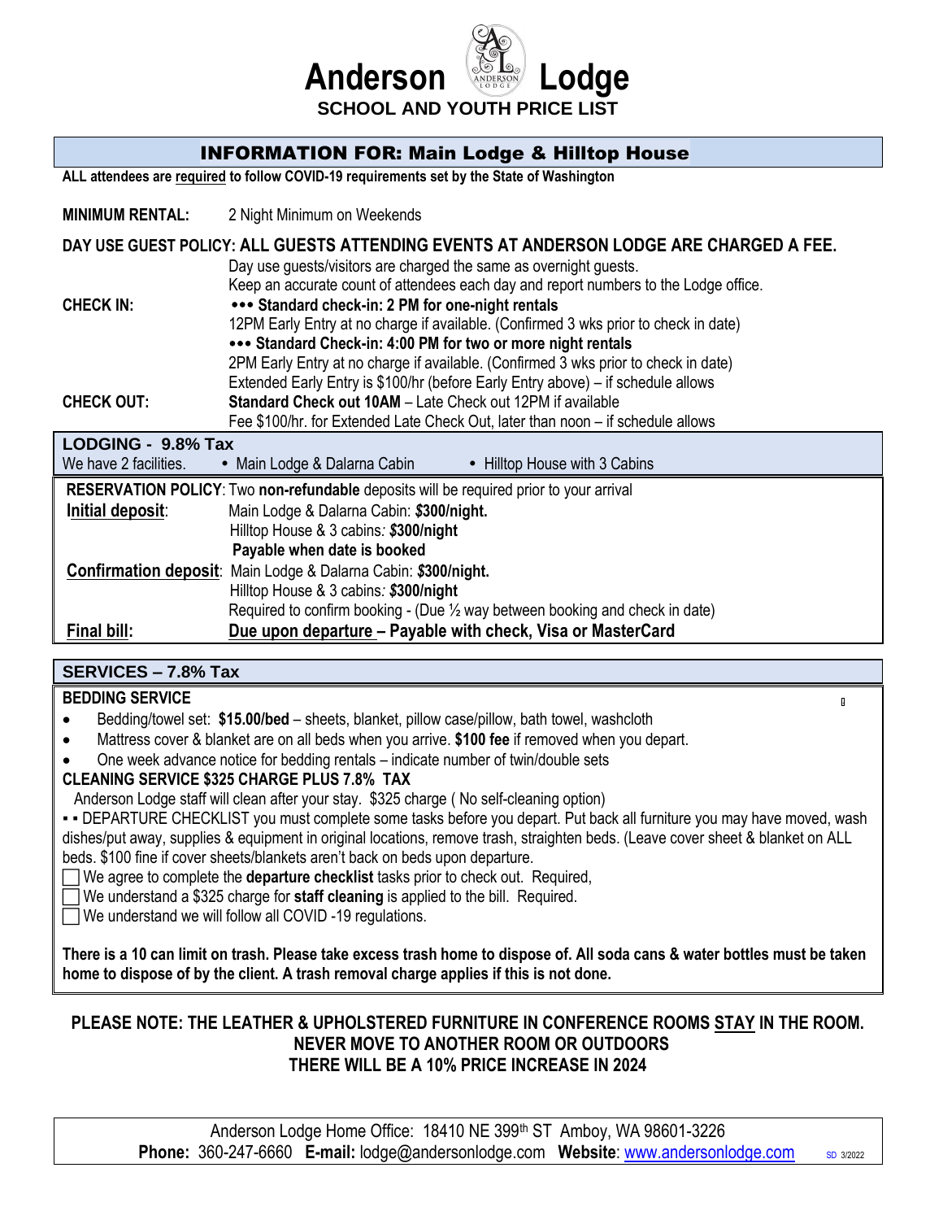# Anderson Lodge

## SCHOOL AND YOUTH PRICE LIST

### INFORMATION FOR: Main Lodge & Hilltop House

**ALL attendees are required to follow COVID-19 requirements set by the State of Washington**

**MINIMUM RENTAL:** 2 Night Minimum on Weekends

**DAY USE GUEST POLICY: ALL GUESTS ATTENDING EVENTS AT ANDERSON LODGE ARE CHARGED A FEE.**
Day use guests/visitors are charged the same as overnight guests.
Keep an accurate count of attendees each day and report numbers to the Lodge office.

**CHECK IN:**
**••• Standard check-in: 2 PM for one-night rentals**
12PM Early Entry at no charge if available. (Confirmed 3 wks prior to check in date)
**••• Standard Check-in: 4:00 PM for two or more night rentals**
2PM Early Entry at no charge if available. (Confirmed 3 wks prior to check in date)
Extended Early Entry is $100/hr (before Early Entry above) – if schedule allows

**CHECK OUT:**
**Standard Check out 10AM** – Late Check out 12PM if available
Fee $100/hr. for Extended Late Check Out, later than noon – if schedule allows

### LODGING - 9.8% Tax

We have 2 facilities.
- Main Lodge & Dalarna Cabin
- Hilltop House with 3 Cabins

**RESERVATION POLICY**: Two **non-refundable** deposits will be required prior to your arrival

**Initial deposit**:
Main Lodge & Dalarna Cabin: ***$300/night.***
Hilltop House & 3 cabins*:* ***$300/night***
**Payable when date is booked**

**Confirmation deposit**:
Main Lodge & Dalarna Cabin: ***$300/night.***
Hilltop House & 3 cabins*:* ***$300/night***
Required to confirm booking - (Due ½ way between booking and check in date)

**Final bill:** **Due upon departure – Payable with check, Visa or MasterCard**

### SERVICES – 7.8% Tax

**BEDDING SERVICE**

- Bedding/towel set: **$15.00/bed** – sheets, blanket, pillow case/pillow, bath towel, washcloth
- Mattress cover & blanket are on all beds when you arrive. **$100 fee** if removed when you depart.
- One week advance notice for bedding rentals – indicate number of twin/double sets

**CLEANING SERVICE $325 CHARGE PLUS 7.8% TAX**

Anderson Lodge staff will clean after your stay. $325 charge ( No self-cleaning option)

▪ ▪ DEPARTURE CHECKLIST you must complete some tasks before you depart. Put back all furniture you may have moved, wash dishes/put away, supplies & equipment in original locations, remove trash, straighten beds. (Leave cover sheet & blanket on ALL beds. $100 fine if cover sheets/blankets aren't back on beds upon departure.

- ☐ We agree to complete the **departure checklist** tasks prior to check out. Required,
- ☐ We understand a $325 charge for **staff cleaning** is applied to the bill. Required.
- ☐ We understand we will follow all COVID -19 regulations.

**There is a 10 can limit on trash. Please take excess trash home to dispose of. All soda cans & water bottles must be taken home to dispose of by the client. A trash removal charge applies if this is not done.**

**PLEASE NOTE: THE LEATHER & UPHOLSTERED FURNITURE IN CONFERENCE ROOMS STAY IN THE ROOM. NEVER MOVE TO ANOTHER ROOM OR OUTDOORS**
**THERE WILL BE A 10% PRICE INCREASE IN 2024**

Anderson Lodge Home Office: 18410 NE 399th ST Amboy, WA 98601-3226
**Phone:** 360-247-6660 **E-mail:** lodge@andersonlodge.com **Website**: www.andersonlodge.com

SD 3/2022